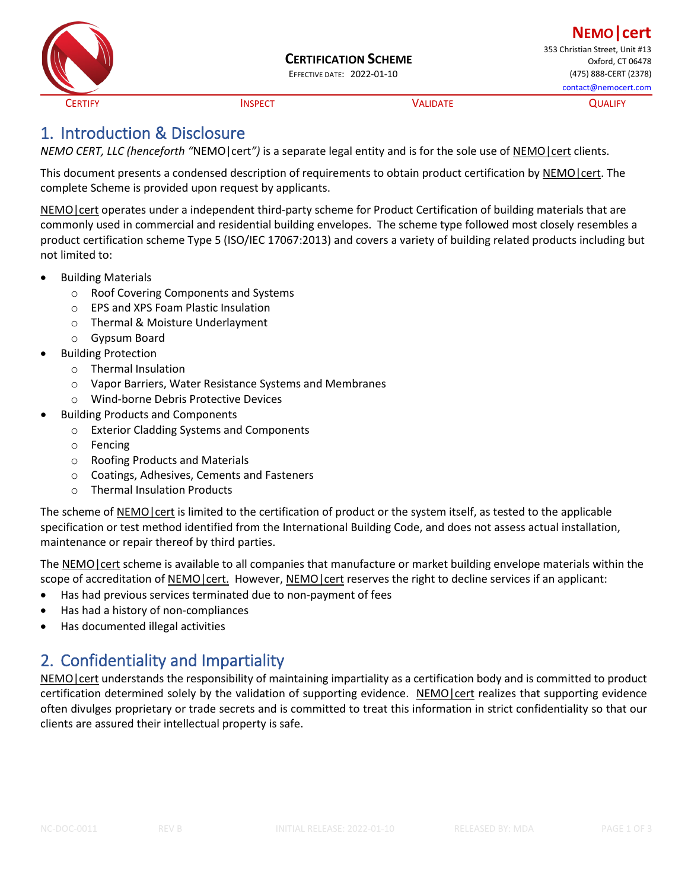# CERTIFICATION SCHEME

EFFECTIVE DATE: 2022-01-10

**NEMO|cert**
353 Christian Street, Unit #13
Oxford, CT 06478
(475) 888-CERT (2378)
contact@nemocert.com

CERTIFY INSPECT VALIDATE QUALIFY

## 1. Introduction & Disclosure

*NEMO CERT, LLC (henceforth "*NEMO|cert*")* is a separate legal entity and is for the sole use of NEMO|cert clients.

This document presents a condensed description of requirements to obtain product certification by NEMO|cert. The complete Scheme is provided upon request by applicants.

NEMO|cert operates under a independent third-party scheme for Product Certification of building materials that are commonly used in commercial and residential building envelopes. The scheme type followed most closely resembles a product certification scheme Type 5 (ISO/IEC 17067:2013) and covers a variety of building related products including but not limited to:

- Building Materials
  - Roof Covering Components and Systems
  - EPS and XPS Foam Plastic Insulation
  - Thermal & Moisture Underlayment
  - Gypsum Board
- Building Protection
  - Thermal Insulation
  - Vapor Barriers, Water Resistance Systems and Membranes
  - Wind-borne Debris Protective Devices
- Building Products and Components
  - Exterior Cladding Systems and Components
  - Fencing
  - Roofing Products and Materials
  - Coatings, Adhesives, Cements and Fasteners
  - Thermal Insulation Products

The scheme of NEMO|cert is limited to the certification of product or the system itself, as tested to the applicable specification or test method identified from the International Building Code, and does not assess actual installation, maintenance or repair thereof by third parties.

The NEMO|cert scheme is available to all companies that manufacture or market building envelope materials within the scope of accreditation of NEMO|cert. However, NEMO|cert reserves the right to decline services if an applicant:

- Has had previous services terminated due to non-payment of fees
- Has had a history of non-compliances
- Has documented illegal activities

## 2. Confidentiality and Impartiality

NEMO|cert understands the responsibility of maintaining impartiality as a certification body and is committed to product certification determined solely by the validation of supporting evidence. NEMO|cert realizes that supporting evidence often divulges proprietary or trade secrets and is committed to treat this information in strict confidentiality so that our clients are assured their intellectual property is safe.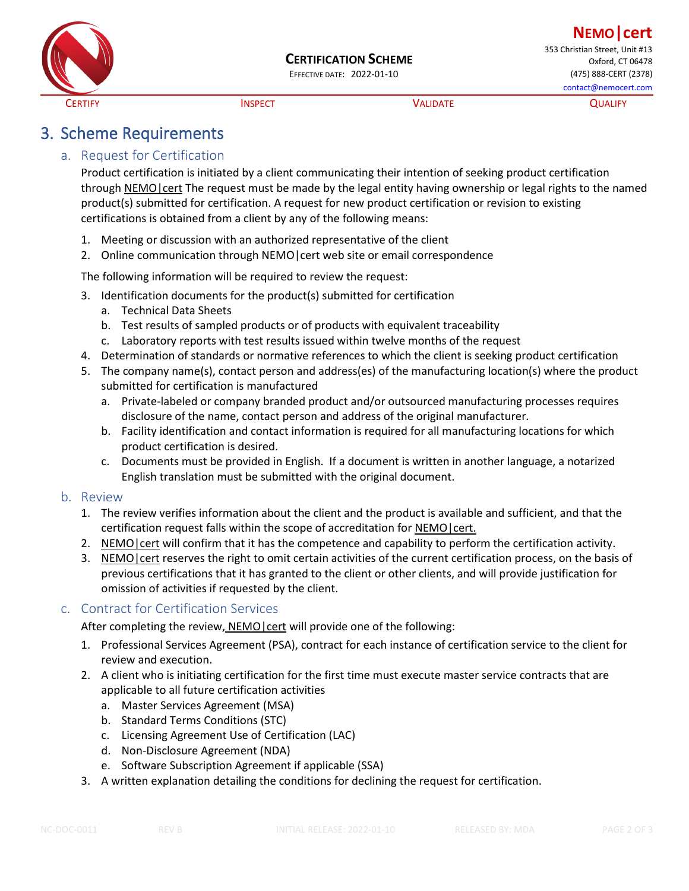# 3. Scheme Requirements

## a. Request for Certification

Product certification is initiated by a client communicating their intention of seeking product certification through NEMO|cert The request must be made by the legal entity having ownership or legal rights to the named product(s) submitted for certification. A request for new product certification or revision to existing certifications is obtained from a client by any of the following means:

1. Meeting or discussion with an authorized representative of the client
2. Online communication through NEMO|cert web site or email correspondence

The following information will be required to review the request:

3. Identification documents for the product(s) submitted for certification
   a. Technical Data Sheets
   b. Test results of sampled products or of products with equivalent traceability
   c. Laboratory reports with test results issued within twelve months of the request
4. Determination of standards or normative references to which the client is seeking product certification
5. The company name(s), contact person and address(es) of the manufacturing location(s) where the product submitted for certification is manufactured
   a. Private-labeled or company branded product and/or outsourced manufacturing processes requires disclosure of the name, contact person and address of the original manufacturer.
   b. Facility identification and contact information is required for all manufacturing locations for which product certification is desired.
   c. Documents must be provided in English. If a document is written in another language, a notarized English translation must be submitted with the original document.

## b. Review

1. The review verifies information about the client and the product is available and sufficient, and that the certification request falls within the scope of accreditation for NEMO|cert.
2. NEMO|cert will confirm that it has the competence and capability to perform the certification activity.
3. NEMO|cert reserves the right to omit certain activities of the current certification process, on the basis of previous certifications that it has granted to the client or other clients, and will provide justification for omission of activities if requested by the client.

## c. Contract for Certification Services

After completing the review, NEMO|cert will provide one of the following:

1. Professional Services Agreement (PSA), contract for each instance of certification service to the client for review and execution.
2. A client who is initiating certification for the first time must execute master service contracts that are applicable to all future certification activities
   a. Master Services Agreement (MSA)
   b. Standard Terms Conditions (STC)
   c. Licensing Agreement Use of Certification (LAC)
   d. Non-Disclosure Agreement (NDA)
   e. Software Subscription Agreement if applicable (SSA)
3. A written explanation detailing the conditions for declining the request for certification.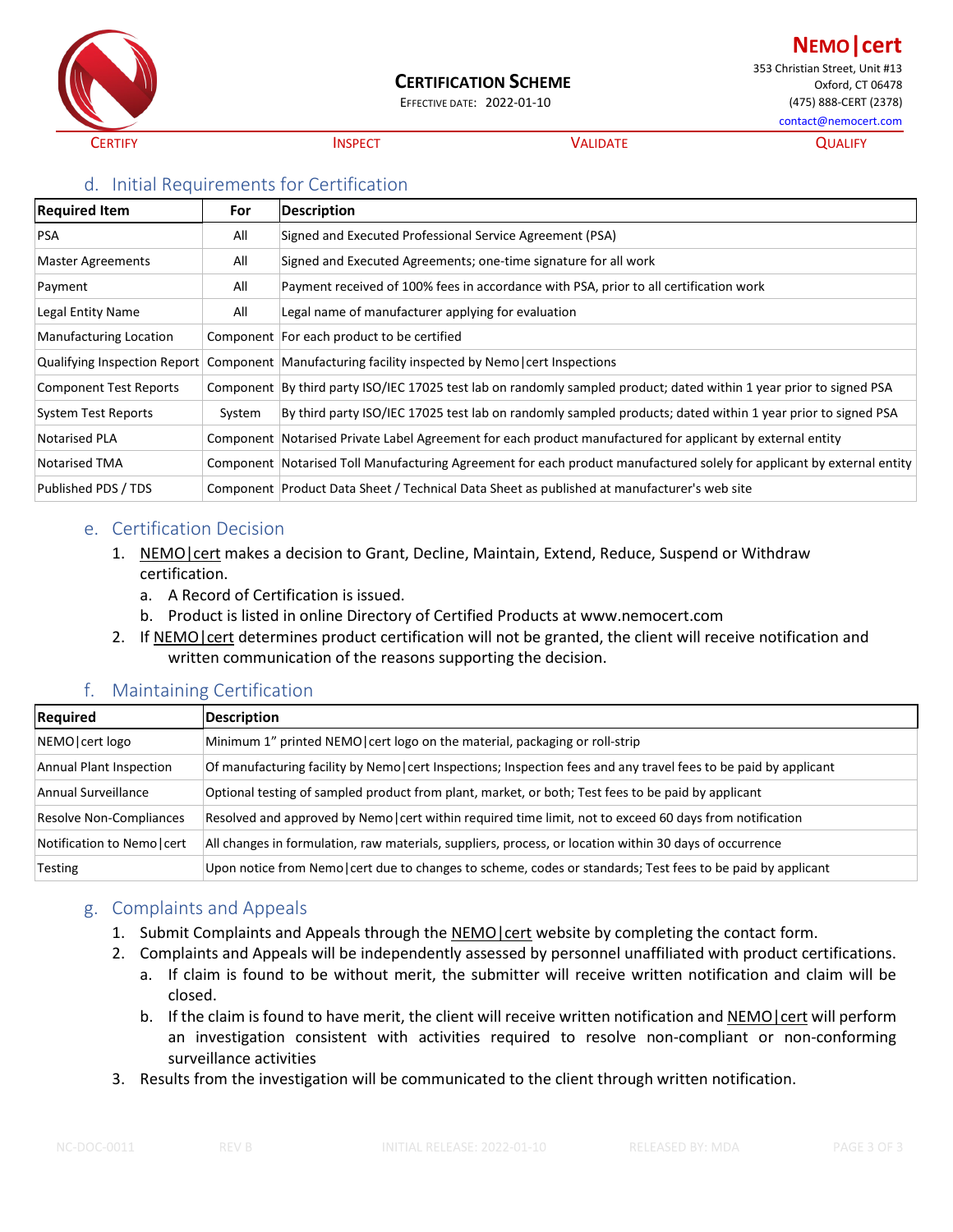## d. Initial Requirements for Certification

| Required Item | For | Description |
|---|---|---|
| PSA | All | Signed and Executed Professional Service Agreement (PSA) |
| Master Agreements | All | Signed and Executed Agreements; one-time signature for all work |
| Payment | All | Payment received of 100% fees in accordance with PSA, prior to all certification work |
| Legal Entity Name | All | Legal name of manufacturer applying for evaluation |
| Manufacturing Location | Component | For each product to be certified |
| Qualifying Inspection Report | Component | Manufacturing facility inspected by Nemo\|cert Inspections |
| Component Test Reports | Component | By third party ISO/IEC 17025 test lab on randomly sampled product; dated within 1 year prior to signed PSA |
| System Test Reports | System | By third party ISO/IEC 17025 test lab on randomly sampled products; dated within 1 year prior to signed PSA |
| Notarised PLA | Component | Notarised Private Label Agreement for each product manufactured for applicant by external entity |
| Notarised TMA | Component | Notarised Toll Manufacturing Agreement for each product manufactured solely for applicant by external entity |
| Published PDS / TDS | Component | Product Data Sheet / Technical Data Sheet as published at manufacturer's web site |

## e. Certification Decision

1. NEMO|cert makes a decision to Grant, Decline, Maintain, Extend, Reduce, Suspend or Withdraw certification.
   a. A Record of Certification is issued.
   b. Product is listed in online Directory of Certified Products at www.nemocert.com
2. If NEMO|cert determines product certification will not be granted, the client will receive notification and written communication of the reasons supporting the decision.

## f. Maintaining Certification

| Required | Description |
|---|---|
| NEMO\|cert logo | Minimum 1" printed NEMO\|cert logo on the material, packaging or roll-strip |
| Annual Plant Inspection | Of manufacturing facility by Nemo\|cert Inspections; Inspection fees and any travel fees to be paid by applicant |
| Annual Surveillance | Optional testing of sampled product from plant, market, or both; Test fees to be paid by applicant |
| Resolve Non-Compliances | Resolved and approved by Nemo\|cert within required time limit, not to exceed 60 days from notification |
| Notification to Nemo\|cert | All changes in formulation, raw materials, suppliers, process, or location within 30 days of occurrence |
| Testing | Upon notice from Nemo\|cert due to changes to scheme, codes or standards; Test fees to be paid by applicant |

## g. Complaints and Appeals

1. Submit Complaints and Appeals through the NEMO|cert website by completing the contact form.
2. Complaints and Appeals will be independently assessed by personnel unaffiliated with product certifications.
   a. If claim is found to be without merit, the submitter will receive written notification and claim will be closed.
   b. If the claim is found to have merit, the client will receive written notification and NEMO|cert will perform an investigation consistent with activities required to resolve non-compliant or non-conforming surveillance activities
3. Results from the investigation will be communicated to the client through written notification.